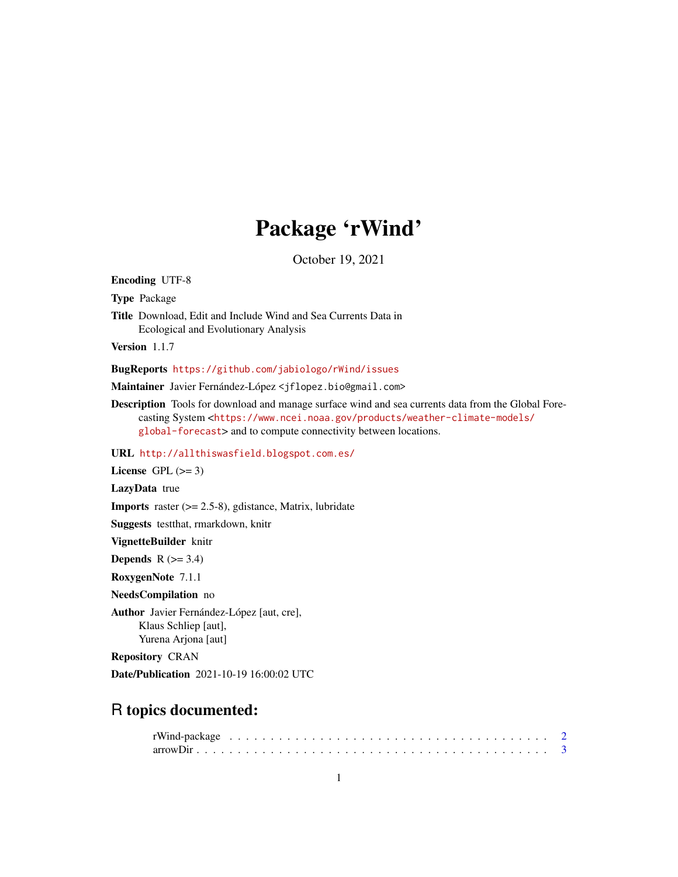# Package 'rWind'

October 19, 2021

**Encoding** UTF-8

**Type** Package

**Title** Download, Edit and Include Wind and Sea Currents Data in Ecological and Evolutionary Analysis

**Version** 1.1.7

**BugReports** https://github.com/jabiologo/rWind/issues

**Maintainer** Javier Fernández-López <jflopez.bio@gmail.com>

**Description** Tools for download and manage surface wind and sea currents data from the Global Forecasting System <https://www.ncei.noaa.gov/products/weather-climate-models/global-forecast> and to compute connectivity between locations.

**URL** http://allthiswasfield.blogspot.com.es/

**License** GPL (>= 3)

**LazyData** true

**Imports** raster (>= 2.5-8), gdistance, Matrix, lubridate

**Suggests** testthat, rmarkdown, knitr

**VignetteBuilder** knitr

**Depends** R (>= 3.4)

**RoxygenNote** 7.1.1

**NeedsCompilation** no

**Author** Javier Fernández-López [aut, cre],
Klaus Schliep [aut],
Yurena Arjona [aut]

**Repository** CRAN

**Date/Publication** 2021-10-19 16:00:02 UTC

## R topics documented:

rWind-package . . . . . . . . . . . . . . . . . . . . . . . . . . . . . . . . . . . . . 2
arrowDir . . . . . . . . . . . . . . . . . . . . . . . . . . . . . . . . . . . . . . . . 3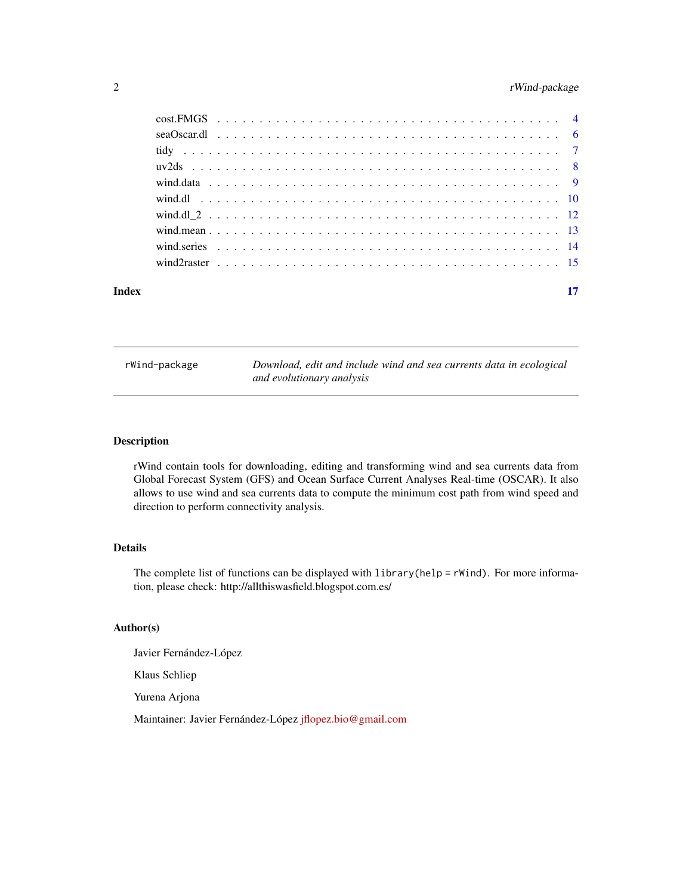cost.FMGS . . . . . . . . . . . . . . . . . . . . . . . . . . . . . . . . . . . . . . . 4
seaOscar.dl . . . . . . . . . . . . . . . . . . . . . . . . . . . . . . . . . . . . . . 6
tidy . . . . . . . . . . . . . . . . . . . . . . . . . . . . . . . . . . . . . . . . . . 7
uv2ds . . . . . . . . . . . . . . . . . . . . . . . . . . . . . . . . . . . . . . . . . 8
wind.data . . . . . . . . . . . . . . . . . . . . . . . . . . . . . . . . . . . . . . . 9
wind.dl . . . . . . . . . . . . . . . . . . . . . . . . . . . . . . . . . . . . . . . . 10
wind.dl_2 . . . . . . . . . . . . . . . . . . . . . . . . . . . . . . . . . . . . . . . 12
wind.mean . . . . . . . . . . . . . . . . . . . . . . . . . . . . . . . . . . . . . . . 13
wind.series . . . . . . . . . . . . . . . . . . . . . . . . . . . . . . . . . . . . . . 14
wind2raster . . . . . . . . . . . . . . . . . . . . . . . . . . . . . . . . . . . . . . 15

**Index** **17**

---

`rWind-package` *Download, edit and include wind and sea currents data in ecological and evolutionary analysis*

---

### Description

rWind contain tools for downloading, editing and transforming wind and sea currents data from Global Forecast System (GFS) and Ocean Surface Current Analyses Real-time (OSCAR). It also allows to use wind and sea currents data to compute the minimum cost path from wind speed and direction to perform connectivity analysis.

### Details

The complete list of functions can be displayed with `library(help = rWind)`. For more information, please check: http://allthiswasfield.blogspot.com.es/

### Author(s)

Javier Fernández-López

Klaus Schliep

Yurena Arjona

Maintainer: Javier Fernández-López jflopez.bio@gmail.com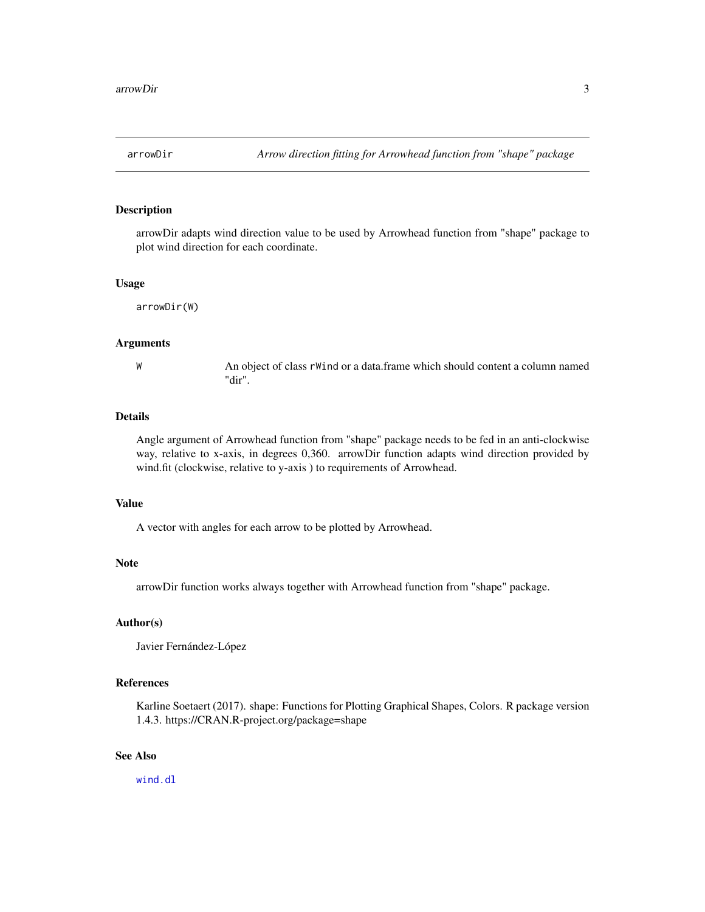## arrowDir — *Arrow direction fitting for Arrowhead function from "shape" package*

### Description

arrowDir adapts wind direction value to be used by Arrowhead function from "shape" package to plot wind direction for each coordinate.

### Usage

```
arrowDir(W)
```

### Arguments

| | |
|---|---|
| W | An object of class rWind or a data.frame which should content a column named "dir". |

### Details

Angle argument of Arrowhead function from "shape" package needs to be fed in an anti-clockwise way, relative to x-axis, in degrees 0,360. arrowDir function adapts wind direction provided by wind.fit (clockwise, relative to y-axis ) to requirements of Arrowhead.

### Value

A vector with angles for each arrow to be plotted by Arrowhead.

### Note

arrowDir function works always together with Arrowhead function from "shape" package.

### Author(s)

Javier Fernández-López

### References

Karline Soetaert (2017). shape: Functions for Plotting Graphical Shapes, Colors. R package version 1.4.3. https://CRAN.R-project.org/package=shape

### See Also

wind.dl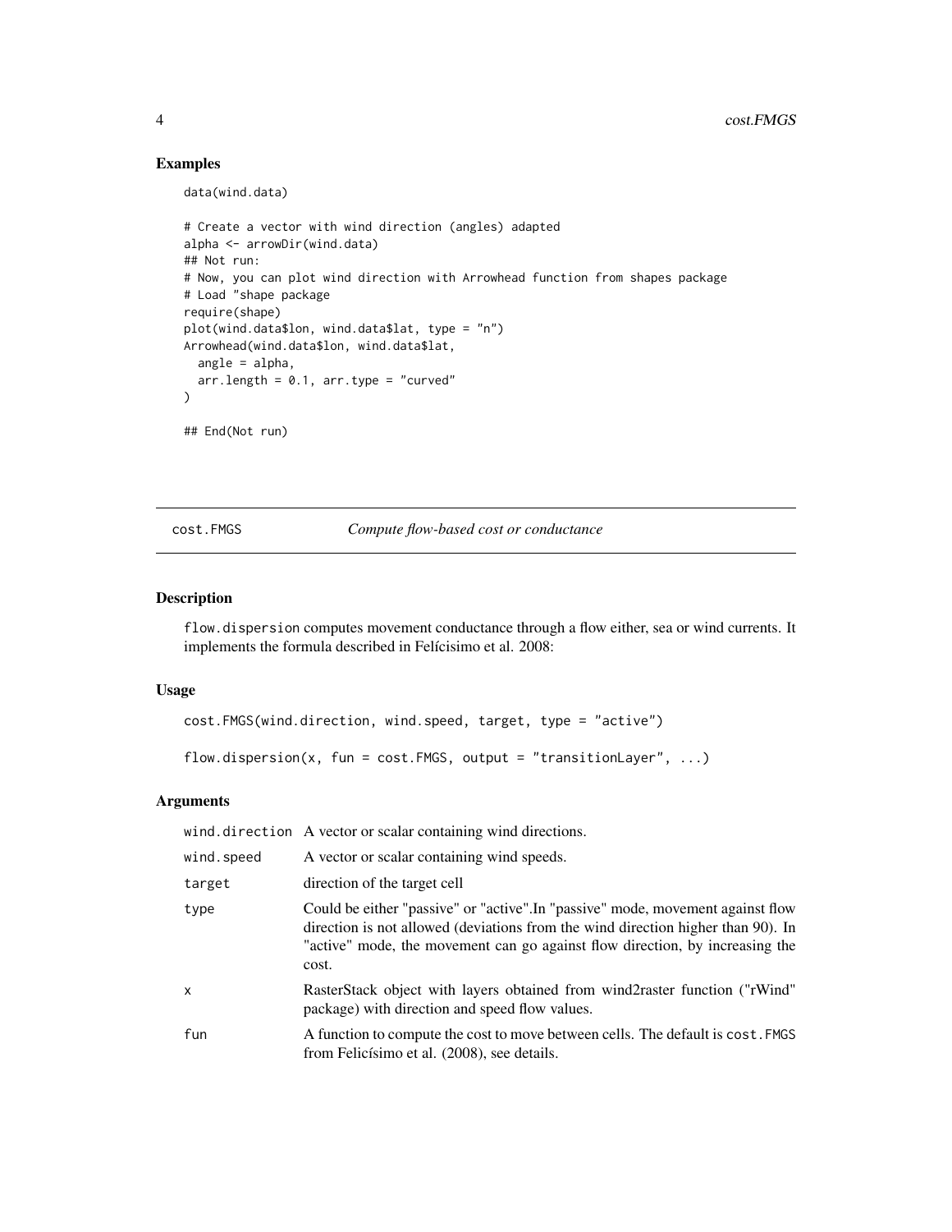## Examples

```
data(wind.data)

# Create a vector with wind direction (angles) adapted
alpha <- arrowDir(wind.data)
## Not run:
# Now, you can plot wind direction with Arrowhead function from shapes package
# Load "shape package
require(shape)
plot(wind.data$lon, wind.data$lat, type = "n")
Arrowhead(wind.data$lon, wind.data$lat,
  angle = alpha,
  arr.length = 0.1, arr.type = "curved"
)

## End(Not run)
```

---

`cost.FMGS` *Compute flow-based cost or conductance*

---

## Description

`flow.dispersion` computes movement conductance through a flow either, sea or wind currents. It implements the formula described in Felícisimo et al. 2008:

## Usage

```
cost.FMGS(wind.direction, wind.speed, target, type = "active")

flow.dispersion(x, fun = cost.FMGS, output = "transitionLayer", ...)
```

## Arguments

| | |
|---|---|
| `wind.direction` | A vector or scalar containing wind directions. |
| `wind.speed` | A vector or scalar containing wind speeds. |
| `target` | direction of the target cell |
| `type` | Could be either "passive" or "active".In "passive" mode, movement against flow direction is not allowed (deviations from the wind direction higher than 90). In "active" mode, the movement can go against flow direction, by increasing the cost. |
| `x` | RasterStack object with layers obtained from wind2raster function ("rWind" package) with direction and speed flow values. |
| `fun` | A function to compute the cost to move between cells. The default is `cost.FMGS` from Felicísimo et al. (2008), see details. |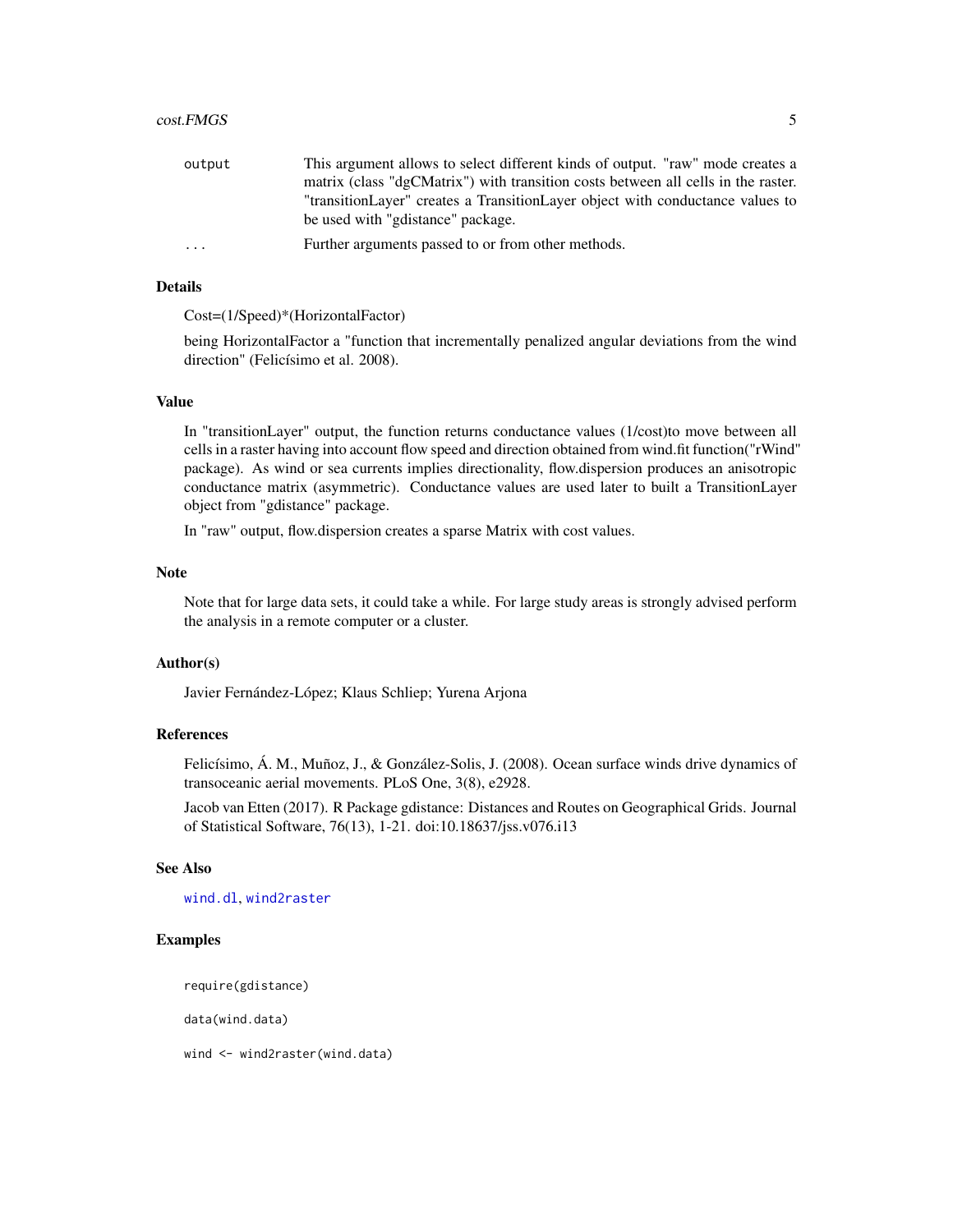| | |
|---|---|
| output | This argument allows to select different kinds of output. "raw" mode creates a matrix (class "dgCMatrix") with transition costs between all cells in the raster. "transitionLayer" creates a TransitionLayer object with conductance values to be used with "gdistance" package. |
| ... | Further arguments passed to or from other methods. |

## Details

Cost=(1/Speed)*(HorizontalFactor)

being HorizontalFactor a "function that incrementally penalized angular deviations from the wind direction" (Felicísimo et al. 2008).

## Value

In "transitionLayer" output, the function returns conductance values (1/cost)to move between all cells in a raster having into account flow speed and direction obtained from wind.fit function("rWind" package). As wind or sea currents implies directionality, flow.dispersion produces an anisotropic conductance matrix (asymmetric). Conductance values are used later to built a TransitionLayer object from "gdistance" package.

In "raw" output, flow.dispersion creates a sparse Matrix with cost values.

## Note

Note that for large data sets, it could take a while. For large study areas is strongly advised perform the analysis in a remote computer or a cluster.

## Author(s)

Javier Fernández-López; Klaus Schliep; Yurena Arjona

## References

Felicísimo, Á. M., Muñoz, J., & González-Solis, J. (2008). Ocean surface winds drive dynamics of transoceanic aerial movements. PLoS One, 3(8), e2928.

Jacob van Etten (2017). R Package gdistance: Distances and Routes on Geographical Grids. Journal of Statistical Software, 76(13), 1-21. doi:10.18637/jss.v076.i13

## See Also

wind.dl, wind2raster

## Examples

```
require(gdistance)

data(wind.data)

wind <- wind2raster(wind.data)
```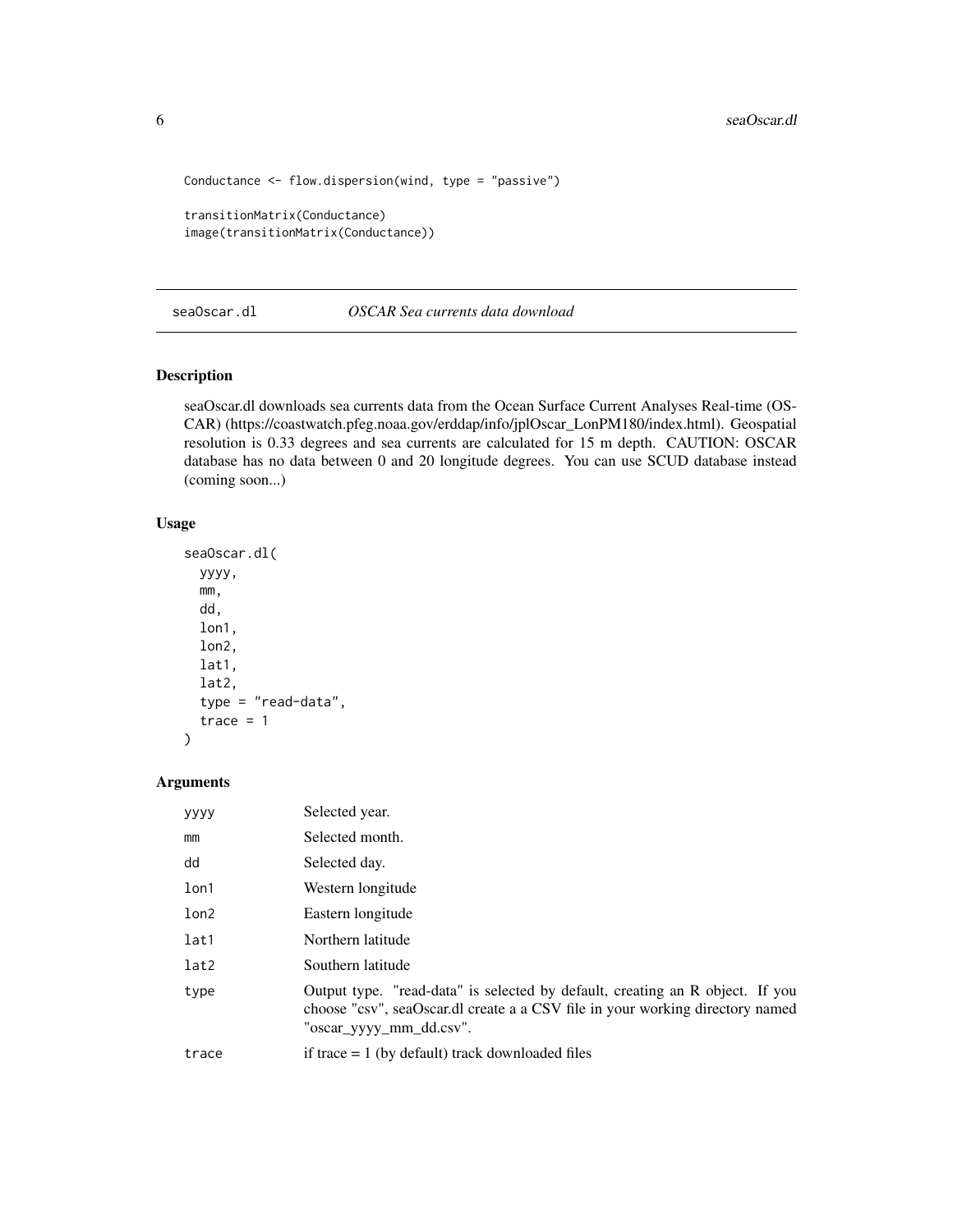```
Conductance <- flow.dispersion(wind, type = "passive")

transitionMatrix(Conductance)
image(transitionMatrix(Conductance))
```

## seaOscar.dl — *OSCAR Sea currents data download*

### Description

seaOscar.dl downloads sea currents data from the Ocean Surface Current Analyses Real-time (OSCAR) (https://coastwatch.pfeg.noaa.gov/erddap/info/jplOscar_LonPM180/index.html). Geospatial resolution is 0.33 degrees and sea currents are calculated for 15 m depth. CAUTION: OSCAR database has no data between 0 and 20 longitude degrees. You can use SCUD database instead (coming soon...)

### Usage

```
seaOscar.dl(
  yyyy,
  mm,
  dd,
  lon1,
  lon2,
  lat1,
  lat2,
  type = "read-data",
  trace = 1
)
```

### Arguments

| | |
|---|---|
| yyyy | Selected year. |
| mm | Selected month. |
| dd | Selected day. |
| lon1 | Western longitude |
| lon2 | Eastern longitude |
| lat1 | Northern latitude |
| lat2 | Southern latitude |
| type | Output type. "read-data" is selected by default, creating an R object. If you choose "csv", seaOscar.dl create a a CSV file in your working directory named "oscar_yyyy_mm_dd.csv". |
| trace | if trace = 1 (by default) track downloaded files |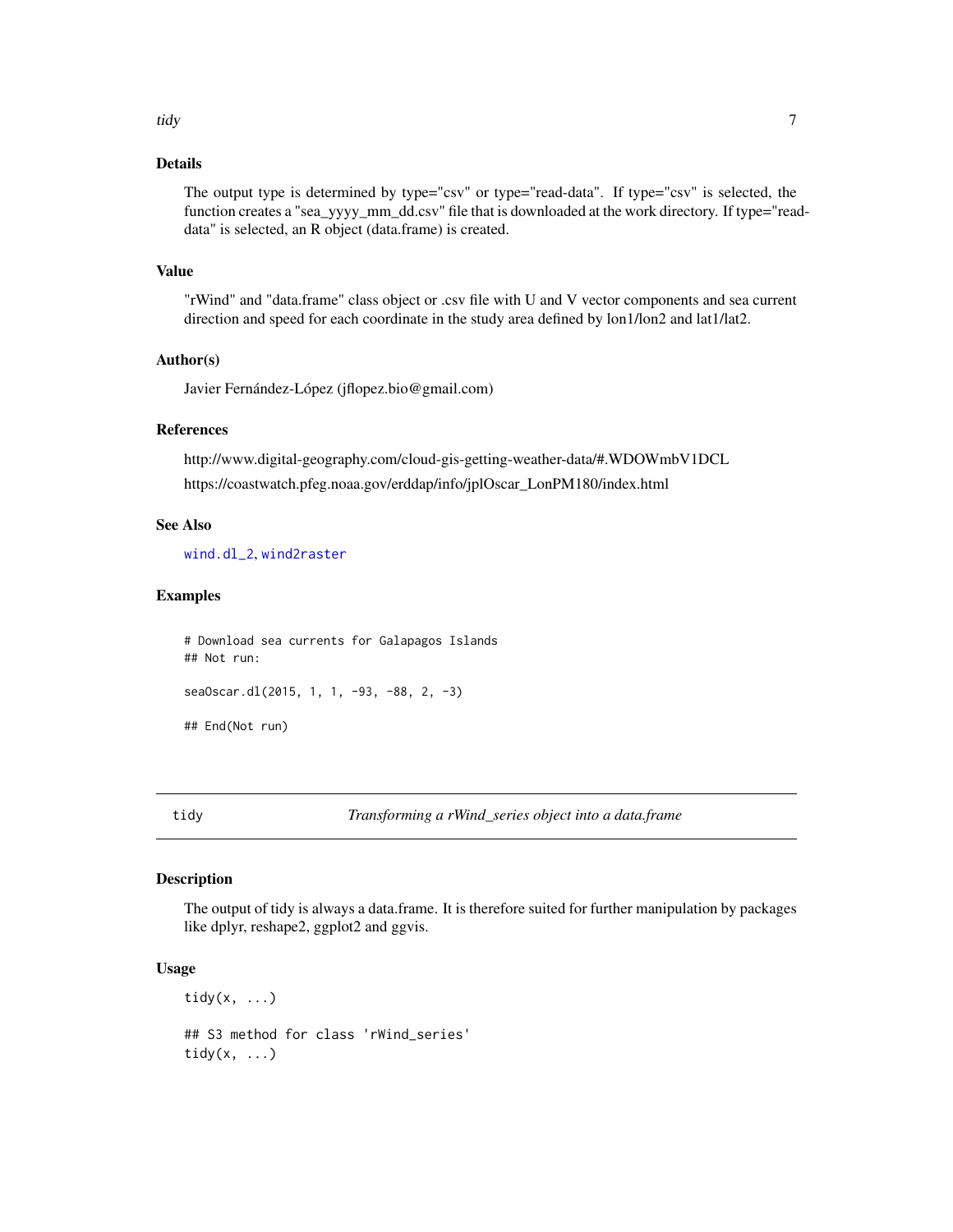### Details

The output type is determined by type="csv" or type="read-data". If type="csv" is selected, the function creates a "sea_yyyy_mm_dd.csv" file that is downloaded at the work directory. If type="read-data" is selected, an R object (data.frame) is created.

### Value

"rWind" and "data.frame" class object or .csv file with U and V vector components and sea current direction and speed for each coordinate in the study area defined by lon1/lon2 and lat1/lat2.

### Author(s)

Javier Fernández-López (jflopez.bio@gmail.com)

### References

http://www.digital-geography.com/cloud-gis-getting-weather-data/#.WDOWmbV1DCL

https://coastwatch.pfeg.noaa.gov/erddap/info/jplOscar_LonPM180/index.html

### See Also

`wind.dl_2`, `wind2raster`

### Examples

```
# Download sea currents for Galapagos Islands
## Not run:

seaOscar.dl(2015, 1, 1, -93, -88, 2, -3)

## End(Not run)
```

---

## tidy — *Transforming a rWind_series object into a data.frame*

---

### Description

The output of tidy is always a data.frame. It is therefore suited for further manipulation by packages like dplyr, reshape2, ggplot2 and ggvis.

### Usage

```
tidy(x, ...)

## S3 method for class 'rWind_series'
tidy(x, ...)
```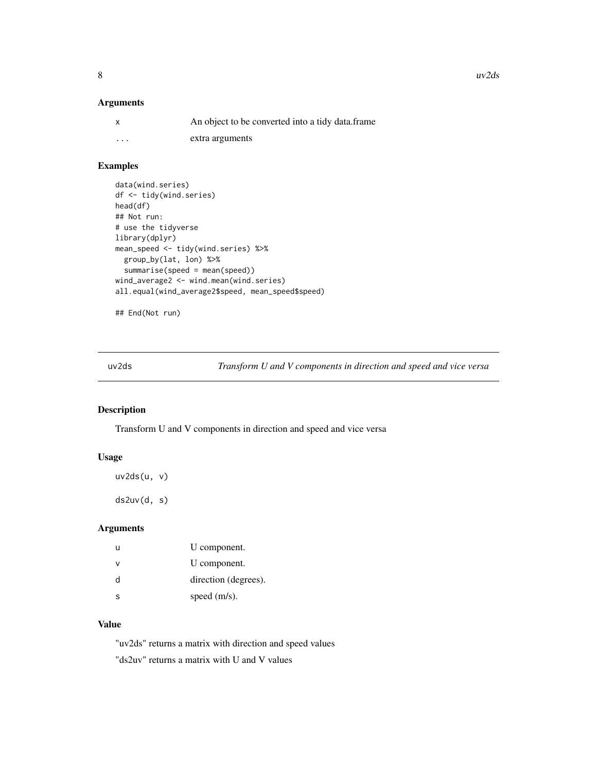### Arguments

| | |
|---|---|
| x | An object to be converted into a tidy data.frame |
| ... | extra arguments |

### Examples

```
data(wind.series)
df <- tidy(wind.series)
head(df)
## Not run:
# use the tidyverse
library(dplyr)
mean_speed <- tidy(wind.series) %>%
  group_by(lat, lon) %>%
  summarise(speed = mean(speed))
wind_average2 <- wind.mean(wind.series)
all.equal(wind_average2$speed, mean_speed$speed)

## End(Not run)
```

---

## uv2ds — *Transform U and V components in direction and speed and vice versa*

### Description

Transform U and V components in direction and speed and vice versa

### Usage

```
uv2ds(u, v)

ds2uv(d, s)
```

### Arguments

| | |
|---|---|
| u | U component. |
| v | U component. |
| d | direction (degrees). |
| s | speed (m/s). |

### Value

"uv2ds" returns a matrix with direction and speed values

"ds2uv" returns a matrix with U and V values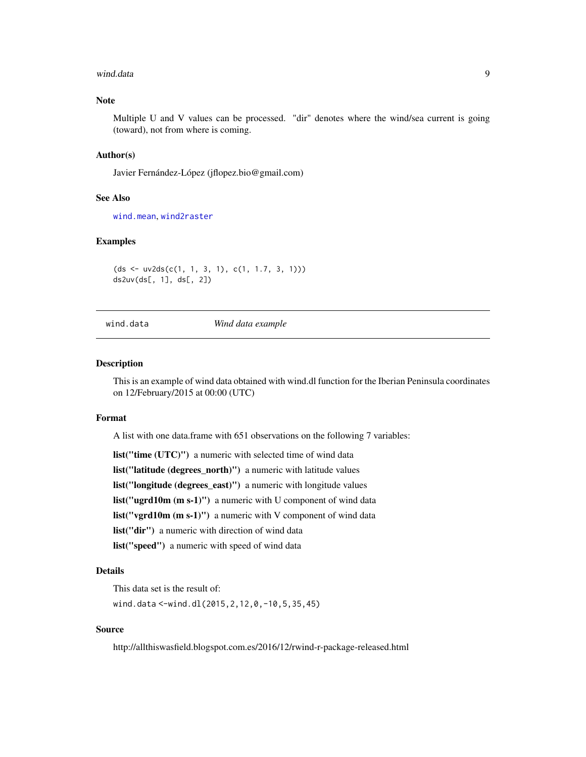### Note

Multiple U and V values can be processed. "dir" denotes where the wind/sea current is going (toward), not from where is coming.

### Author(s)

Javier Fernández-López (jflopez.bio@gmail.com)

### See Also

`wind.mean`, `wind2raster`

### Examples

```
(ds <- uv2ds(c(1, 1, 3, 1), c(1, 1.7, 3, 1)))
ds2uv(ds[, 1], ds[, 2])
```

---

## wind.data — *Wind data example*

### Description

This is an example of wind data obtained with wind.dl function for the Iberian Peninsula coordinates on 12/February/2015 at 00:00 (UTC)

### Format

A list with one data.frame with 651 observations on the following 7 variables:

**list("time (UTC)")** a numeric with selected time of wind data

**list("latitude (degrees_north)")** a numeric with latitude values

**list("longitude (degrees_east)")** a numeric with longitude values

**list("ugrd10m (m s-1)")** a numeric with U component of wind data

**list("vgrd10m (m s-1)")** a numeric with V component of wind data

**list("dir")** a numeric with direction of wind data

**list("speed")** a numeric with speed of wind data

### Details

This data set is the result of:

`wind.data <-wind.dl(2015,2,12,0,-10,5,35,45)`

### Source

http://allthiswasfield.blogspot.com.es/2016/12/rwind-r-package-released.html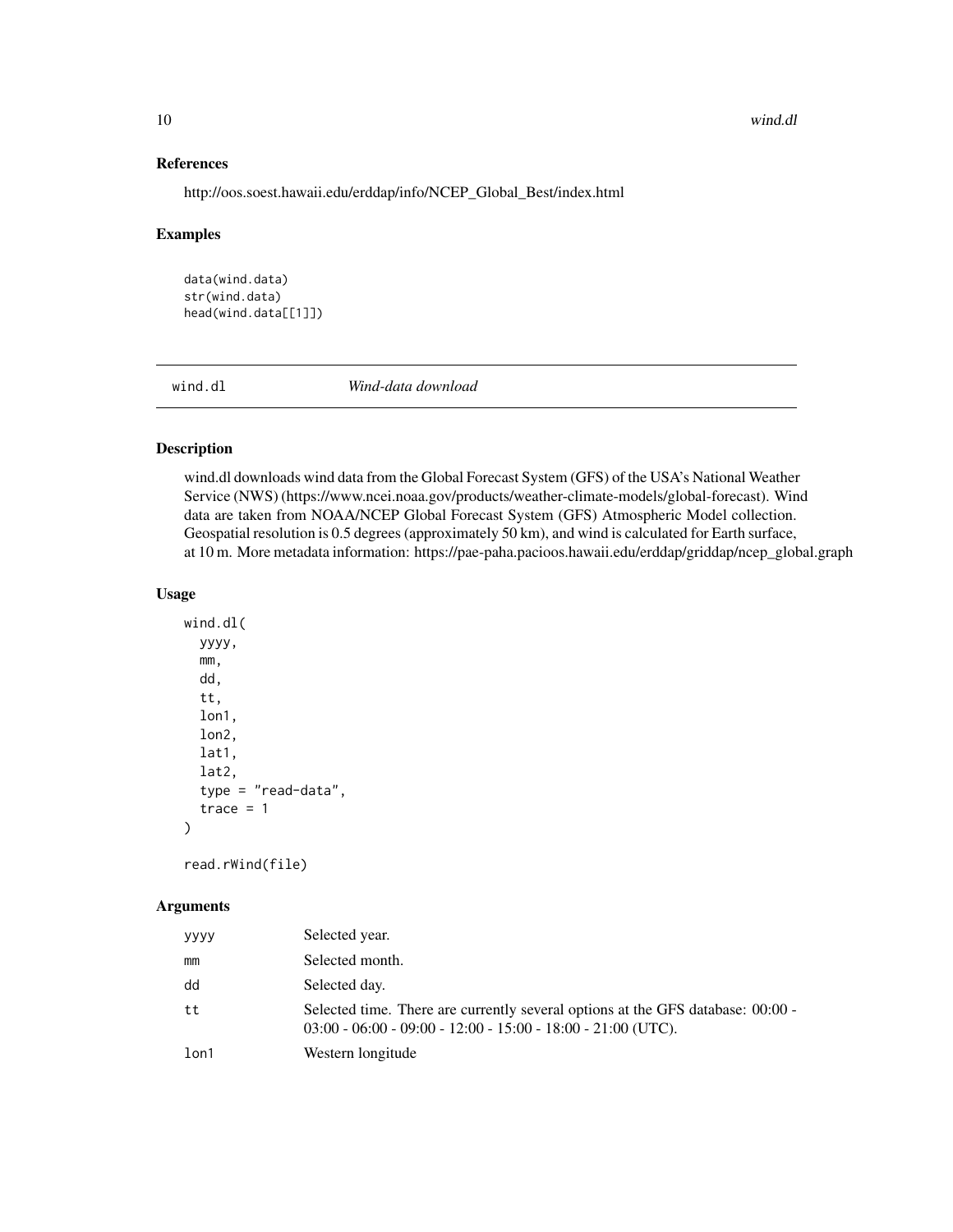### References

http://oos.soest.hawaii.edu/erddap/info/NCEP_Global_Best/index.html

### Examples

```
data(wind.data)
str(wind.data)
head(wind.data[[1]])
```

---

## wind.dl *Wind-data download*

### Description

wind.dl downloads wind data from the Global Forecast System (GFS) of the USA's National Weather Service (NWS) (https://www.ncei.noaa.gov/products/weather-climate-models/global-forecast). Wind data are taken from NOAA/NCEP Global Forecast System (GFS) Atmospheric Model collection. Geospatial resolution is 0.5 degrees (approximately 50 km), and wind is calculated for Earth surface, at 10 m. More metadata information: https://pae-paha.pacioos.hawaii.edu/erddap/griddap/ncep_global.graph

### Usage

```
wind.dl(
  yyyy,
  mm,
  dd,
  tt,
  lon1,
  lon2,
  lat1,
  lat2,
  type = "read-data",
  trace = 1
)

read.rWind(file)
```

### Arguments

| | |
|---|---|
| yyyy | Selected year. |
| mm | Selected month. |
| dd | Selected day. |
| tt | Selected time. There are currently several options at the GFS database: 00:00 - 03:00 - 06:00 - 09:00 - 12:00 - 15:00 - 18:00 - 21:00 (UTC). |
| lon1 | Western longitude |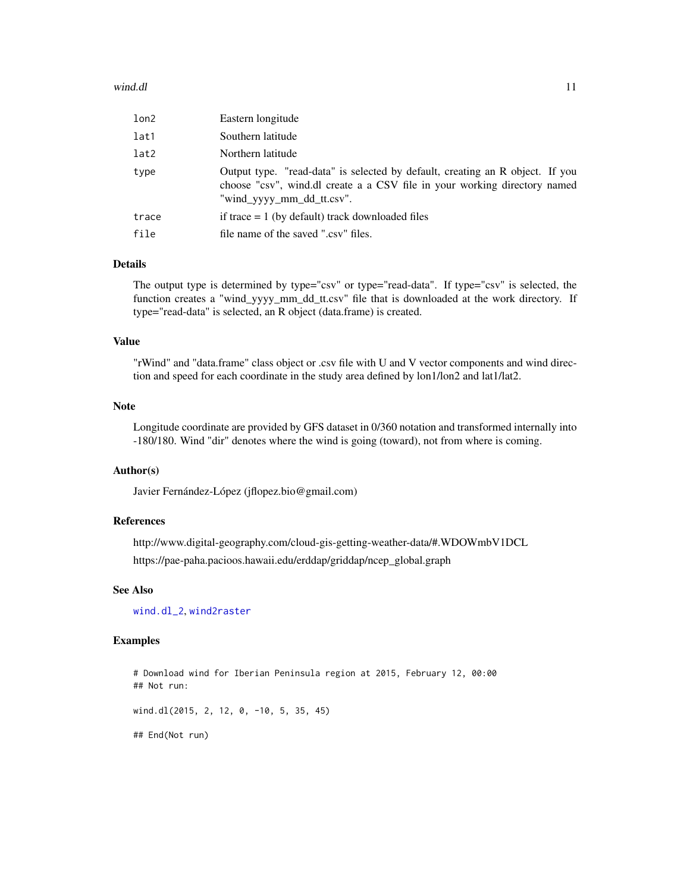| | |
|---|---|
| lon2 | Eastern longitude |
| lat1 | Southern latitude |
| lat2 | Northern latitude |
| type | Output type. "read-data" is selected by default, creating an R object. If you choose "csv", wind.dl create a a CSV file in your working directory named "wind_yyyy_mm_dd_tt.csv". |
| trace | if trace = 1 (by default) track downloaded files |
| file | file name of the saved ".csv" files. |

## Details

The output type is determined by type="csv" or type="read-data". If type="csv" is selected, the function creates a "wind_yyyy_mm_dd_tt.csv" file that is downloaded at the work directory. If type="read-data" is selected, an R object (data.frame) is created.

## Value

"rWind" and "data.frame" class object or .csv file with U and V vector components and wind direction and speed for each coordinate in the study area defined by lon1/lon2 and lat1/lat2.

## Note

Longitude coordinate are provided by GFS dataset in 0/360 notation and transformed internally into -180/180. Wind "dir" denotes where the wind is going (toward), not from where is coming.

## Author(s)

Javier Fernández-López (jflopez.bio@gmail.com)

## References

http://www.digital-geography.com/cloud-gis-getting-weather-data/#.WDOWmbV1DCL

https://pae-paha.pacioos.hawaii.edu/erddap/griddap/ncep_global.graph

## See Also

wind.dl_2, wind2raster

## Examples

```
# Download wind for Iberian Peninsula region at 2015, February 12, 00:00
## Not run:

wind.dl(2015, 2, 12, 0, -10, 5, 35, 45)

## End(Not run)
```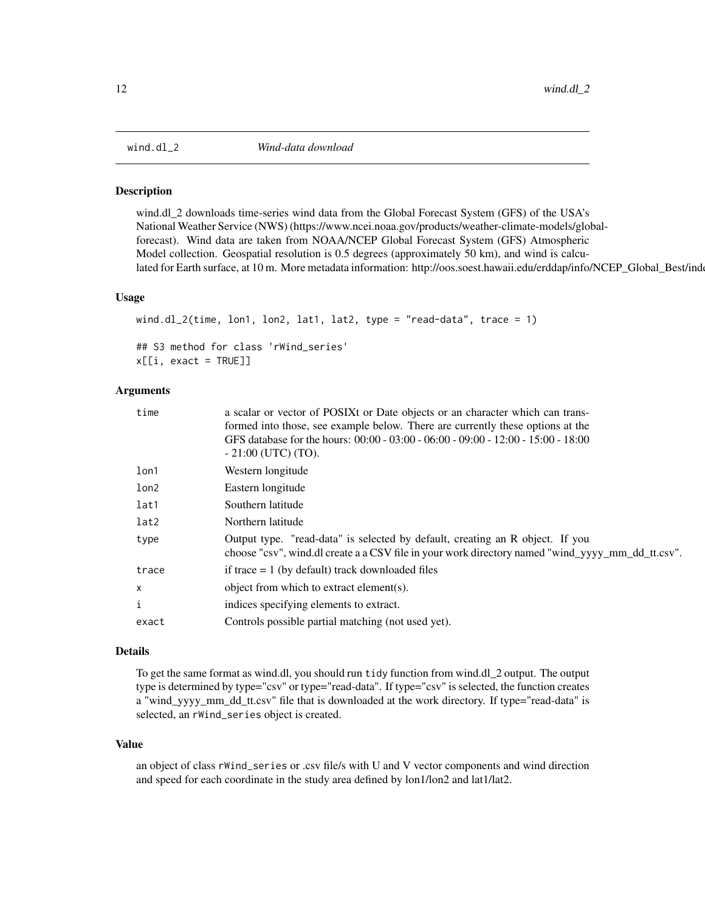## wind.dl_2 *Wind-data download*

### Description

wind.dl_2 downloads time-series wind data from the Global Forecast System (GFS) of the USA's National Weather Service (NWS) (https://www.ncei.noaa.gov/products/weather-climate-models/global-forecast). Wind data are taken from NOAA/NCEP Global Forecast System (GFS) Atmospheric Model collection. Geospatial resolution is 0.5 degrees (approximately 50 km), and wind is calculated for Earth surface, at 10 m. More metadata information: http://oos.soest.hawaii.edu/erddap/info/NCEP_Global_Best/inde

### Usage

```
wind.dl_2(time, lon1, lon2, lat1, lat2, type = "read-data", trace = 1)

## S3 method for class 'rWind_series'
x[[i, exact = TRUE]]
```

### Arguments

| | |
|---|---|
| time | a scalar or vector of POSIXt or Date objects or an character which can transformed into those, see example below. There are currently these options at the GFS database for the hours: 00:00 - 03:00 - 06:00 - 09:00 - 12:00 - 15:00 - 18:00 - 21:00 (UTC) (TO). |
| lon1 | Western longitude |
| lon2 | Eastern longitude |
| lat1 | Southern latitude |
| lat2 | Northern latitude |
| type | Output type. "read-data" is selected by default, creating an R object. If you choose "csv", wind.dl create a a CSV file in your work directory named "wind_yyyy_mm_dd_tt.csv". |
| trace | if trace = 1 (by default) track downloaded files |
| x | object from which to extract element(s). |
| i | indices specifying elements to extract. |
| exact | Controls possible partial matching (not used yet). |

### Details

To get the same format as wind.dl, you should run `tidy` function from wind.dl_2 output. The output type is determined by type="csv" or type="read-data". If type="csv" is selected, the function creates a "wind_yyyy_mm_dd_tt.csv" file that is downloaded at the work directory. If type="read-data" is selected, an `rWind_series` object is created.

### Value

an object of class `rWind_series` or .csv file/s with U and V vector components and wind direction and speed for each coordinate in the study area defined by lon1/lon2 and lat1/lat2.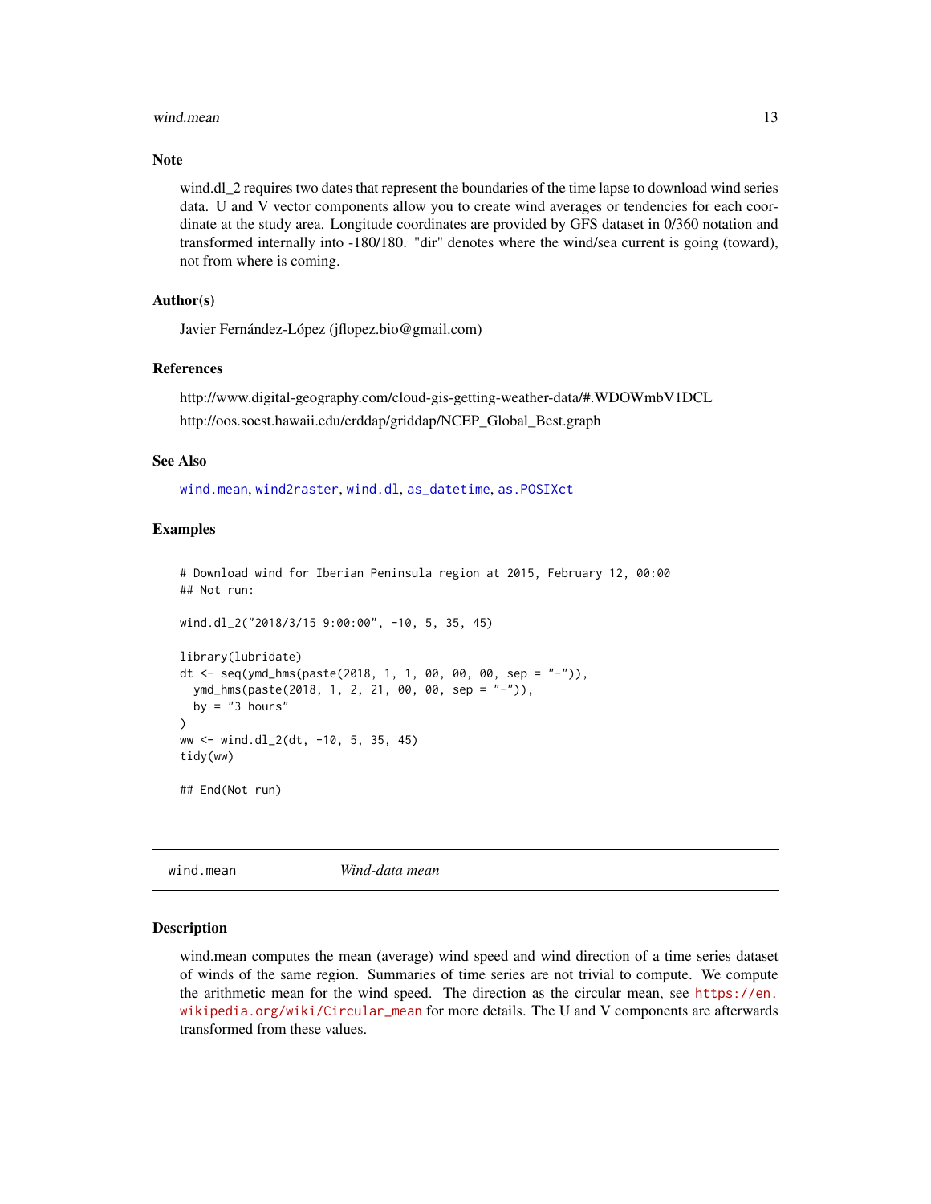## Note

wind.dl_2 requires two dates that represent the boundaries of the time lapse to download wind series data. U and V vector components allow you to create wind averages or tendencies for each coordinate at the study area. Longitude coordinates are provided by GFS dataset in 0/360 notation and transformed internally into -180/180. "dir" denotes where the wind/sea current is going (toward), not from where is coming.

## Author(s)

Javier Fernández-López (jflopez.bio@gmail.com)

## References

http://www.digital-geography.com/cloud-gis-getting-weather-data/#.WDOWmbV1DCL

http://oos.soest.hawaii.edu/erddap/griddap/NCEP_Global_Best.graph

## See Also

wind.mean, wind2raster, wind.dl, as_datetime, as.POSIXct

## Examples

```
# Download wind for Iberian Peninsula region at 2015, February 12, 00:00
## Not run:

wind.dl_2("2018/3/15 9:00:00", -10, 5, 35, 45)

library(lubridate)
dt <- seq(ymd_hms(paste(2018, 1, 1, 00, 00, 00, sep = "-")),
  ymd_hms(paste(2018, 1, 2, 21, 00, 00, sep = "-")),
  by = "3 hours"
)
ww <- wind.dl_2(dt, -10, 5, 35, 45)
tidy(ww)

## End(Not run)
```

---

# wind.mean — *Wind-data mean*

## Description

wind.mean computes the mean (average) wind speed and wind direction of a time series dataset of winds of the same region. Summaries of time series are not trivial to compute. We compute the arithmetic mean for the wind speed. The direction as the circular mean, see https://en.wikipedia.org/wiki/Circular_mean for more details. The U and V components are afterwards transformed from these values.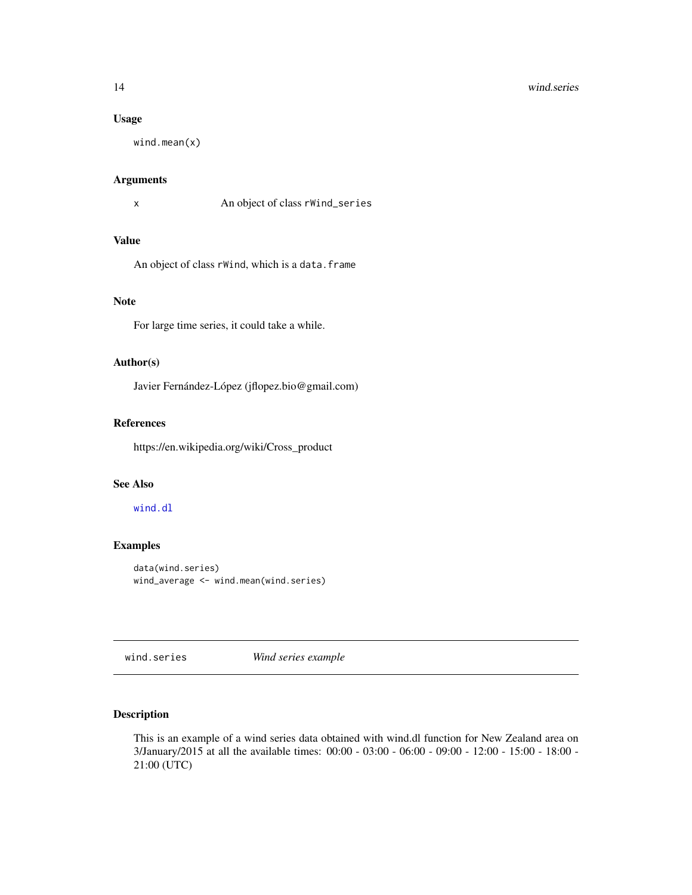### Usage

```
wind.mean(x)
```

### Arguments

x          An object of class rWind_series

### Value

An object of class rWind, which is a data.frame

### Note

For large time series, it could take a while.

### Author(s)

Javier Fernández-López (jflopez.bio@gmail.com)

### References

https://en.wikipedia.org/wiki/Cross_product

### See Also

wind.dl

### Examples

```
data(wind.series)
wind_average <- wind.mean(wind.series)
```

---

## wind.series          *Wind series example*

---

### Description

This is an example of a wind series data obtained with wind.dl function for New Zealand area on 3/January/2015 at all the available times: 00:00 - 03:00 - 06:00 - 09:00 - 12:00 - 15:00 - 18:00 - 21:00 (UTC)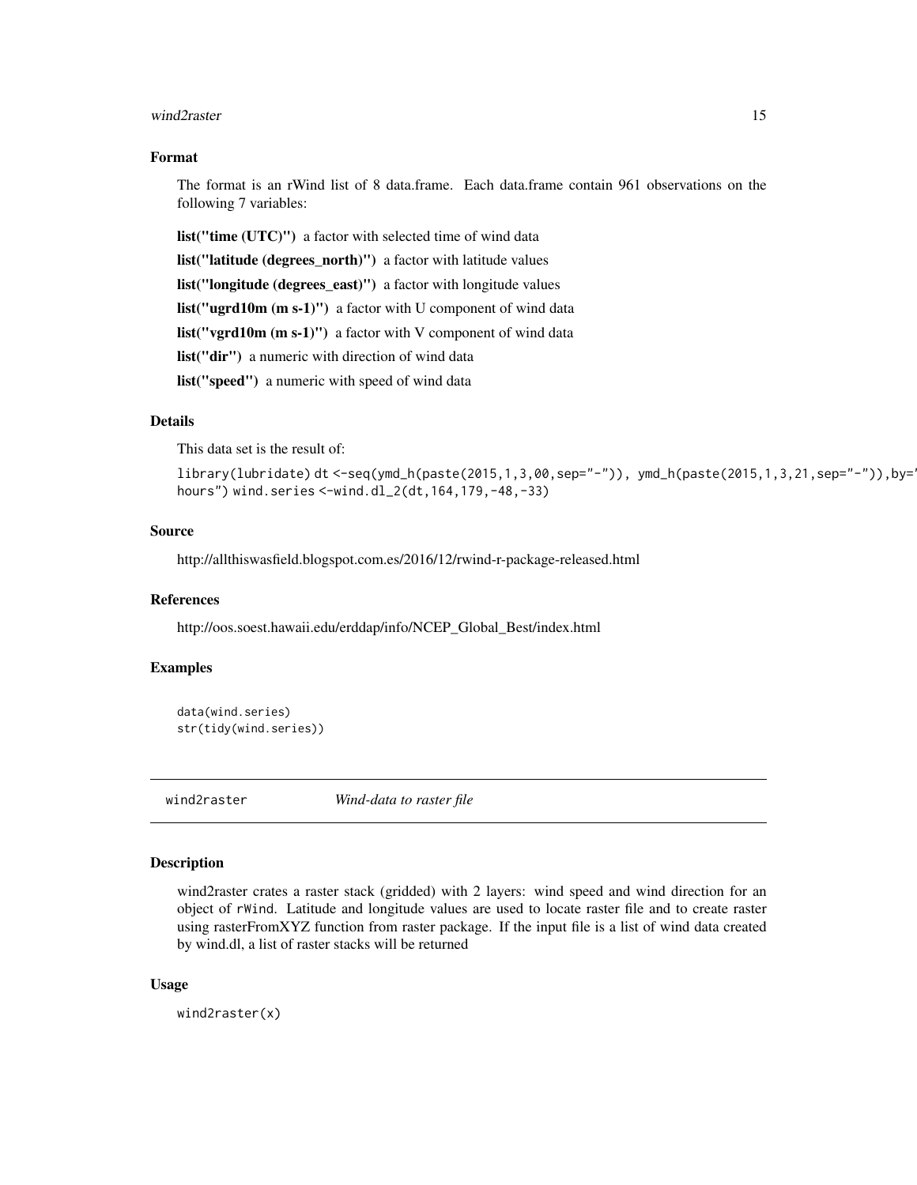### Format

The format is an rWind list of 8 data.frame. Each data.frame contain 961 observations on the following 7 variables:

**list("time (UTC)")** a factor with selected time of wind data

**list("latitude (degrees_north)")** a factor with latitude values

**list("longitude (degrees_east)")** a factor with longitude values

**list("ugrd10m (m s-1)")** a factor with U component of wind data

**list("vgrd10m (m s-1)")** a factor with V component of wind data

**list("dir")** a numeric with direction of wind data

**list("speed")** a numeric with speed of wind data

### Details

This data set is the result of:

`library(lubridate) dt <-seq(ymd_h(paste(2015,1,3,00,sep="-")), ymd_h(paste(2015,1,3,21,sep="-")),by="3 hours") wind.series <-wind.dl_2(dt,164,179,-48,-33)`

### Source

http://allthiswasfield.blogspot.com.es/2016/12/rwind-r-package-released.html

### References

http://oos.soest.hawaii.edu/erddap/info/NCEP_Global_Best/index.html

### Examples

```
data(wind.series)
str(tidy(wind.series))
```

---

## wind2raster *Wind-data to raster file*

### Description

wind2raster crates a raster stack (gridded) with 2 layers: wind speed and wind direction for an object of `rWind`. Latitude and longitude values are used to locate raster file and to create raster using rasterFromXYZ function from raster package. If the input file is a list of wind data created by wind.dl, a list of raster stacks will be returned

### Usage

```
wind2raster(x)
```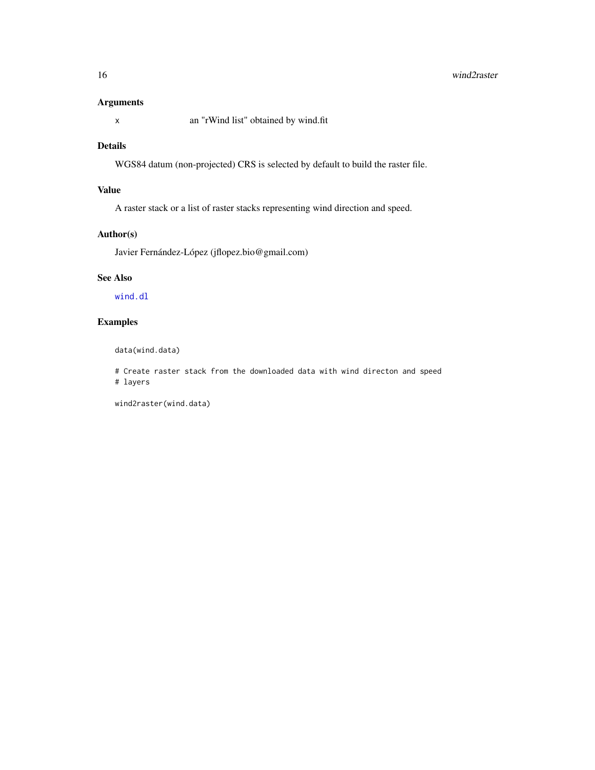## Arguments

x an "rWind list" obtained by wind.fit

## Details

WGS84 datum (non-projected) CRS is selected by default to build the raster file.

## Value

A raster stack or a list of raster stacks representing wind direction and speed.

## Author(s)

Javier Fernández-López (jflopez.bio@gmail.com)

## See Also

wind.dl

## Examples

```
data(wind.data)

# Create raster stack from the downloaded data with wind directon and speed
# layers

wind2raster(wind.data)
```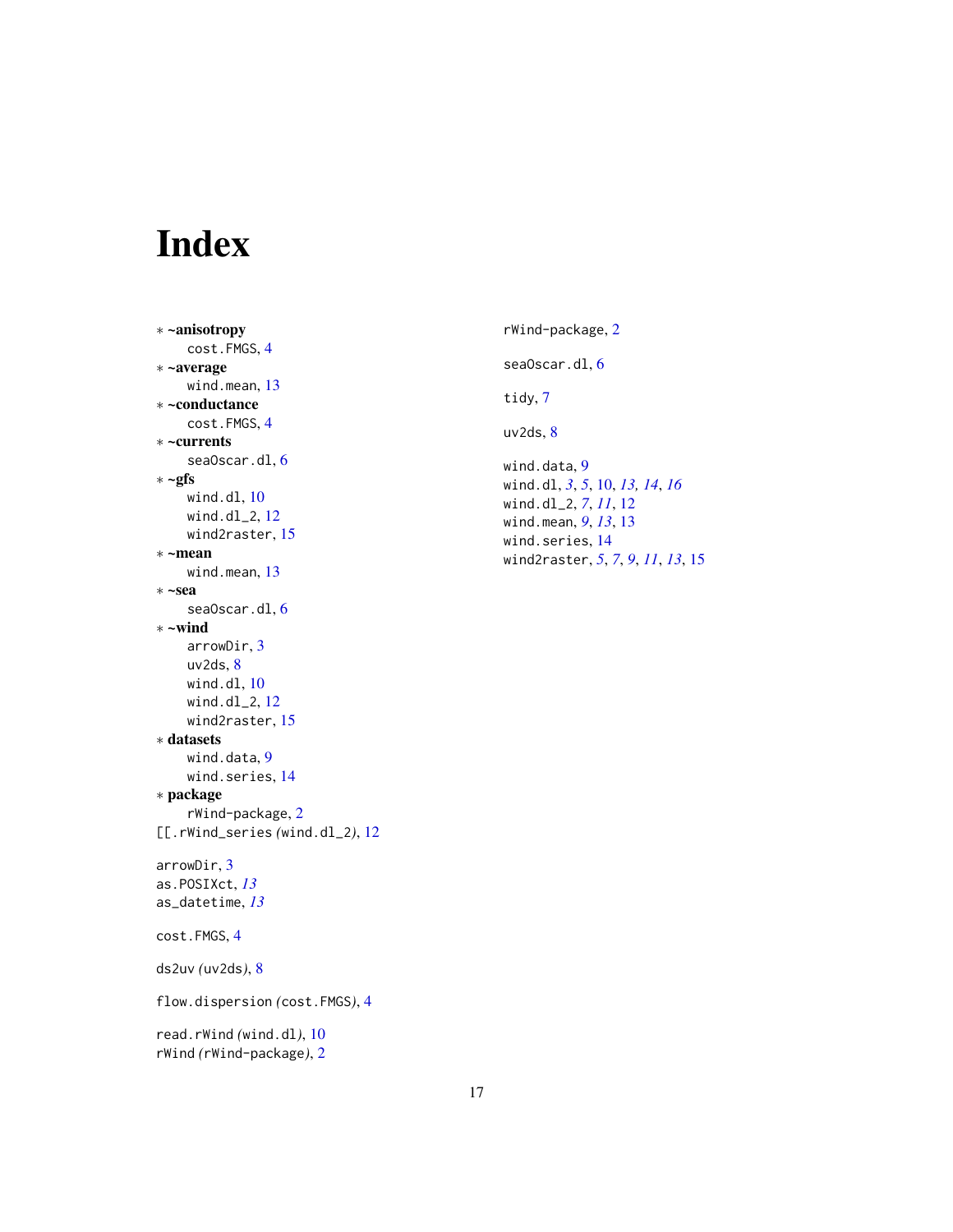# Index

* **~anisotropy**
  cost.FMGS, 4
* **~average**
  wind.mean, 13
* **~conductance**
  cost.FMGS, 4
* **~currents**
  seaOscar.dl, 6
* **~gfs**
  wind.dl, 10
  wind.dl_2, 12
  wind2raster, 15
* **~mean**
  wind.mean, 13
* **~sea**
  seaOscar.dl, 6
* **~wind**
  arrowDir, 3
  uv2ds, 8
  wind.dl, 10
  wind.dl_2, 12
  wind2raster, 15
* **datasets**
  wind.data, 9
  wind.series, 14
* **package**
  rWind-package, 2

[[.rWind_series *(*wind.dl_2*)*, 12

arrowDir, 3
as.POSIXct, *13*
as_datetime, *13*

cost.FMGS, 4

ds2uv *(*uv2ds*)*, 8

flow.dispersion *(*cost.FMGS*)*, 4

read.rWind *(*wind.dl*)*, 10
rWind *(*rWind-package*)*, 2
rWind-package, 2

seaOscar.dl, 6

tidy, 7

uv2ds, 8

wind.data, 9
wind.dl, *3*, *5*, 10, *13*, *14*, *16*
wind.dl_2, *7*, *11*, 12
wind.mean, *9*, *13*, 13
wind.series, 14
wind2raster, *5*, *7*, *9*, *11*, *13*, 15